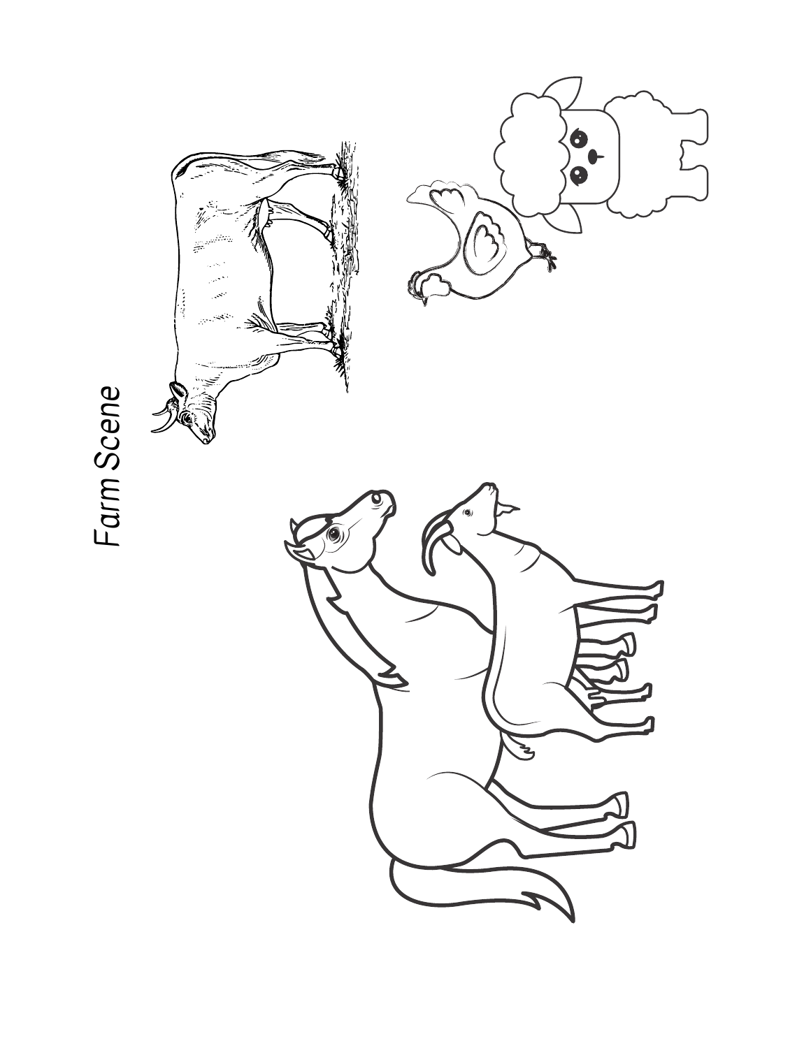*Farm Scene*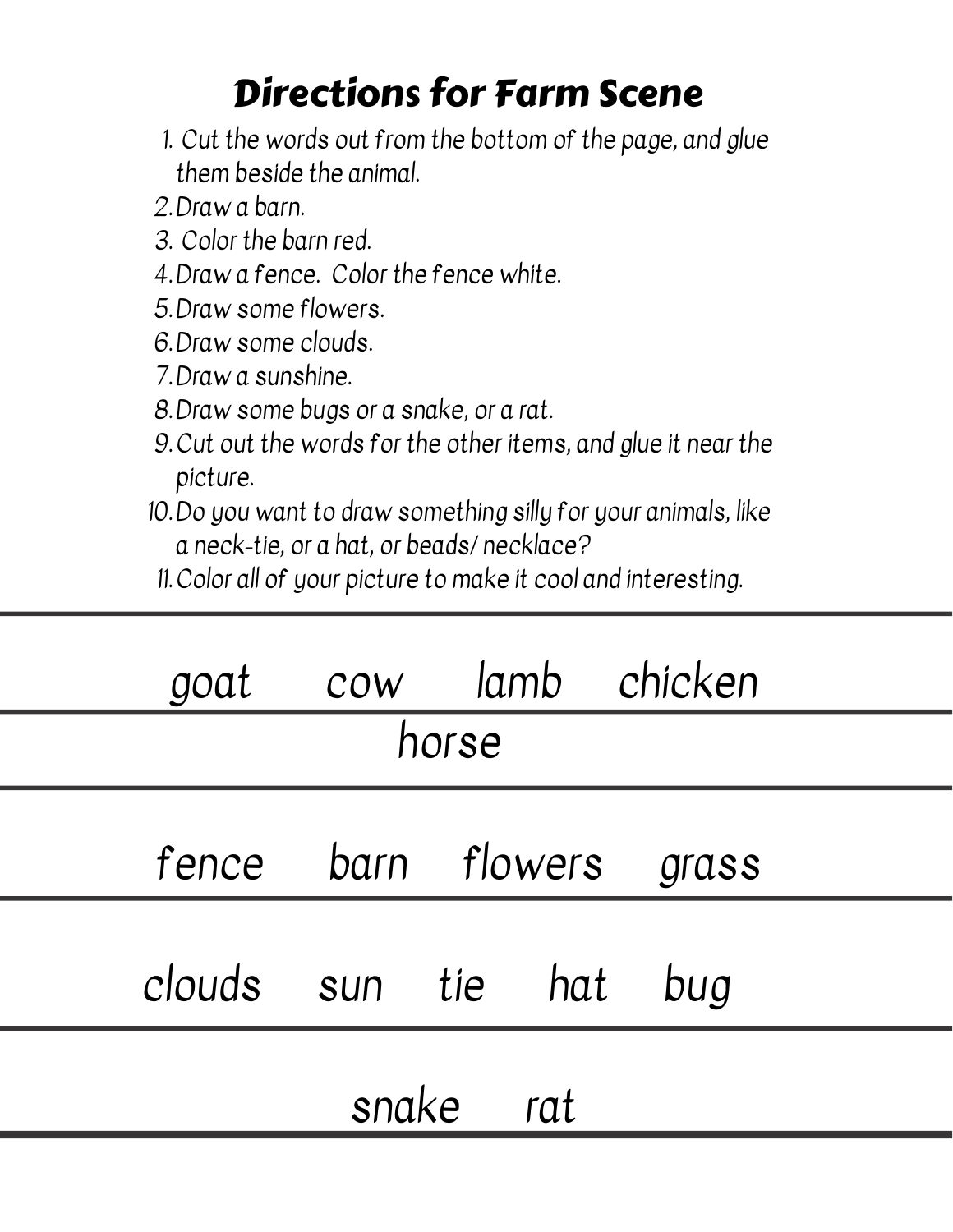# Directions for Farm Scene

1. Cut the words out from the bottom of the page, and glue them beside the animal.
2. Draw a barn.
3. Color the barn red.
4. Draw a fence. Color the fence white.
5. Draw some flowers.
6. Draw some clouds.
7. Draw a sunshine.
8. Draw some bugs or a snake, or a rat.
9. Cut out the words for the other items, and glue it near the picture.
10. Do you want to draw something silly for your animals, like a neck-tie, or a hat, or beads/ necklace?
11. Color all of your picture to make it cool and interesting.

---

goat cow lamb chicken

---

horse

---

fence barn flowers grass

---

clouds sun tie hat bug

---

snake rat

---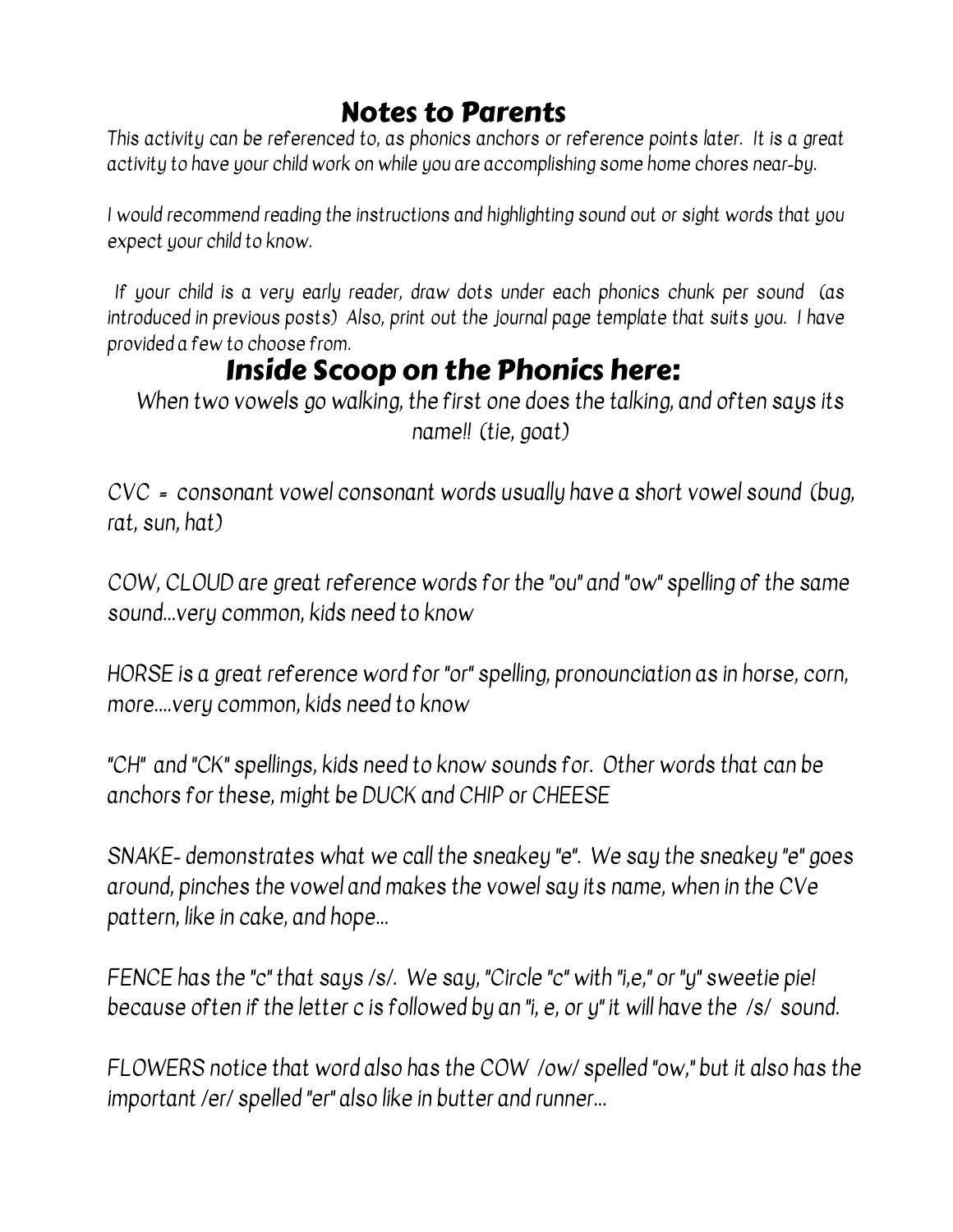## Notes to Parents

This activity can be referenced to, as phonics anchors or reference points later. It is a great activity to have your child work on while you are accomplishing some home chores near-by.

I would recommend reading the instructions and highlighting sound out or sight words that you expect your child to know.

If your child is a very early reader, draw dots under each phonics chunk per sound (as introduced in previous posts) Also, print out the journal page template that suits you. I have provided a few to choose from.

## Inside Scoop on the Phonics here:

When two vowels go walking, the first one does the talking, and often says its name!! (tie, goat)

CVC = consonant vowel consonant words usually have a short vowel sound (bug, rat, sun, hat)

COW, CLOUD are great reference words for the "ou" and "ow" spelling of the same sound...very common, kids need to know

HORSE is a great reference word for "or" spelling, pronounciation as in horse, corn, more....very common, kids need to know

"CH" and "CK" spellings, kids need to know sounds for. Other words that can be anchors for these, might be DUCK and CHIP or CHEESE

SNAKE- demonstrates what we call the sneakey "e". We say the sneakey "e" goes around, pinches the vowel and makes the vowel say its name, when in the CVe pattern, like in cake, and hope...

FENCE has the "c" that says /s/. We say, "Circle "c" with "i,e," or "y" sweetie pie! because often if the letter c is followed by an "i, e, or y" it will have the /s/ sound.

FLOWERS notice that word also has the COW /ow/ spelled "ow," but it also has the important /er/ spelled "er" also like in butter and runner...